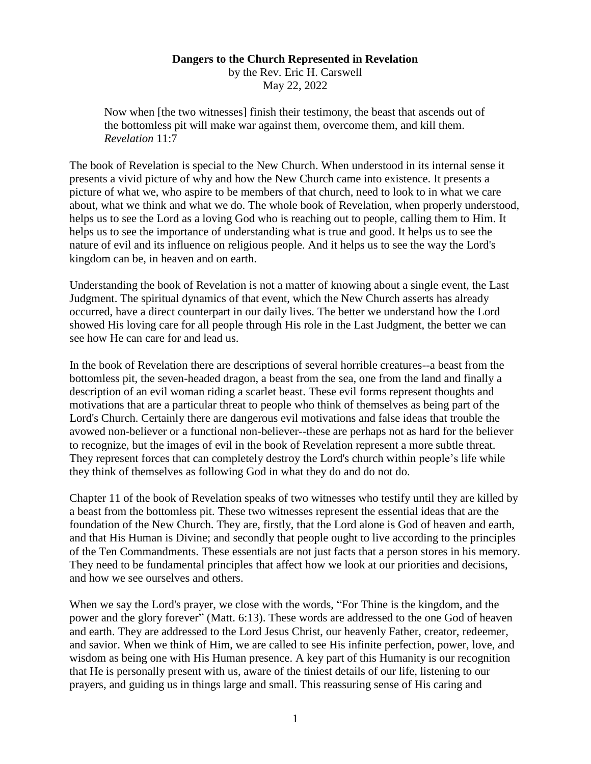**Dangers to the Church Represented in Revelation**

by the Rev. Eric H. Carswell

May 22, 2022

> Now when [the two witnesses] finish their testimony, the beast that ascends out of the bottomless pit will make war against them, overcome them, and kill them. *Revelation* 11:7

The book of Revelation is special to the New Church. When understood in its internal sense it presents a vivid picture of why and how the New Church came into existence. It presents a picture of what we, who aspire to be members of that church, need to look to in what we care about, what we think and what we do. The whole book of Revelation, when properly understood, helps us to see the Lord as a loving God who is reaching out to people, calling them to Him. It helps us to see the importance of understanding what is true and good. It helps us to see the nature of evil and its influence on religious people. And it helps us to see the way the Lord's kingdom can be, in heaven and on earth.

Understanding the book of Revelation is not a matter of knowing about a single event, the Last Judgment. The spiritual dynamics of that event, which the New Church asserts has already occurred, have a direct counterpart in our daily lives. The better we understand how the Lord showed His loving care for all people through His role in the Last Judgment, the better we can see how He can care for and lead us.

In the book of Revelation there are descriptions of several horrible creatures--a beast from the bottomless pit, the seven-headed dragon, a beast from the sea, one from the land and finally a description of an evil woman riding a scarlet beast. These evil forms represent thoughts and motivations that are a particular threat to people who think of themselves as being part of the Lord's Church. Certainly there are dangerous evil motivations and false ideas that trouble the avowed non-believer or a functional non-believer--these are perhaps not as hard for the believer to recognize, but the images of evil in the book of Revelation represent a more subtle threat. They represent forces that can completely destroy the Lord's church within people's life while they think of themselves as following God in what they do and do not do.

Chapter 11 of the book of Revelation speaks of two witnesses who testify until they are killed by a beast from the bottomless pit. These two witnesses represent the essential ideas that are the foundation of the New Church. They are, firstly, that the Lord alone is God of heaven and earth, and that His Human is Divine; and secondly that people ought to live according to the principles of the Ten Commandments. These essentials are not just facts that a person stores in his memory. They need to be fundamental principles that affect how we look at our priorities and decisions, and how we see ourselves and others.

When we say the Lord's prayer, we close with the words, "For Thine is the kingdom, and the power and the glory forever" (Matt. 6:13). These words are addressed to the one God of heaven and earth. They are addressed to the Lord Jesus Christ, our heavenly Father, creator, redeemer, and savior. When we think of Him, we are called to see His infinite perfection, power, love, and wisdom as being one with His Human presence. A key part of this Humanity is our recognition that He is personally present with us, aware of the tiniest details of our life, listening to our prayers, and guiding us in things large and small. This reassuring sense of His caring and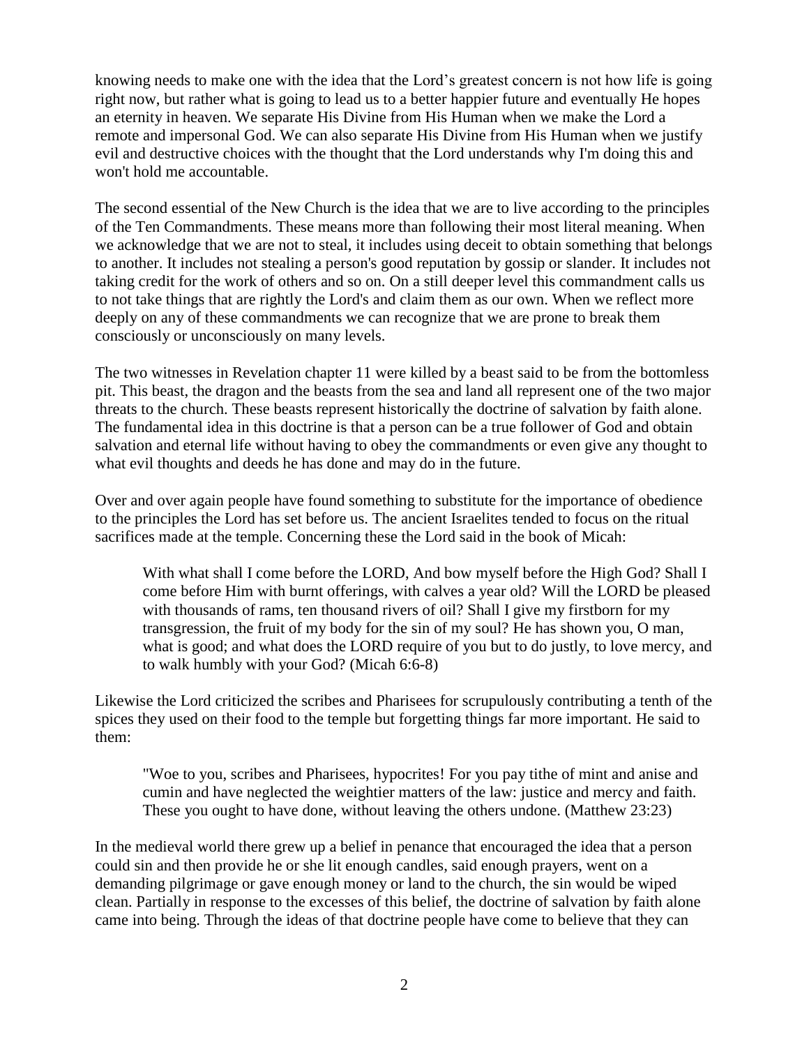knowing needs to make one with the idea that the Lord's greatest concern is not how life is going right now, but rather what is going to lead us to a better happier future and eventually He hopes an eternity in heaven. We separate His Divine from His Human when we make the Lord a remote and impersonal God. We can also separate His Divine from His Human when we justify evil and destructive choices with the thought that the Lord understands why I'm doing this and won't hold me accountable.

The second essential of the New Church is the idea that we are to live according to the principles of the Ten Commandments. These means more than following their most literal meaning. When we acknowledge that we are not to steal, it includes using deceit to obtain something that belongs to another. It includes not stealing a person's good reputation by gossip or slander. It includes not taking credit for the work of others and so on. On a still deeper level this commandment calls us to not take things that are rightly the Lord's and claim them as our own. When we reflect more deeply on any of these commandments we can recognize that we are prone to break them consciously or unconsciously on many levels.

The two witnesses in Revelation chapter 11 were killed by a beast said to be from the bottomless pit. This beast, the dragon and the beasts from the sea and land all represent one of the two major threats to the church. These beasts represent historically the doctrine of salvation by faith alone. The fundamental idea in this doctrine is that a person can be a true follower of God and obtain salvation and eternal life without having to obey the commandments or even give any thought to what evil thoughts and deeds he has done and may do in the future.

Over and over again people have found something to substitute for the importance of obedience to the principles the Lord has set before us. The ancient Israelites tended to focus on the ritual sacrifices made at the temple. Concerning these the Lord said in the book of Micah:

> With what shall I come before the LORD, And bow myself before the High God? Shall I come before Him with burnt offerings, with calves a year old? Will the LORD be pleased with thousands of rams, ten thousand rivers of oil? Shall I give my firstborn for my transgression, the fruit of my body for the sin of my soul? He has shown you, O man, what is good; and what does the LORD require of you but to do justly, to love mercy, and to walk humbly with your God? (Micah 6:6-8)

Likewise the Lord criticized the scribes and Pharisees for scrupulously contributing a tenth of the spices they used on their food to the temple but forgetting things far more important. He said to them:

> "Woe to you, scribes and Pharisees, hypocrites! For you pay tithe of mint and anise and cumin and have neglected the weightier matters of the law: justice and mercy and faith. These you ought to have done, without leaving the others undone. (Matthew 23:23)

In the medieval world there grew up a belief in penance that encouraged the idea that a person could sin and then provide he or she lit enough candles, said enough prayers, went on a demanding pilgrimage or gave enough money or land to the church, the sin would be wiped clean. Partially in response to the excesses of this belief, the doctrine of salvation by faith alone came into being. Through the ideas of that doctrine people have come to believe that they can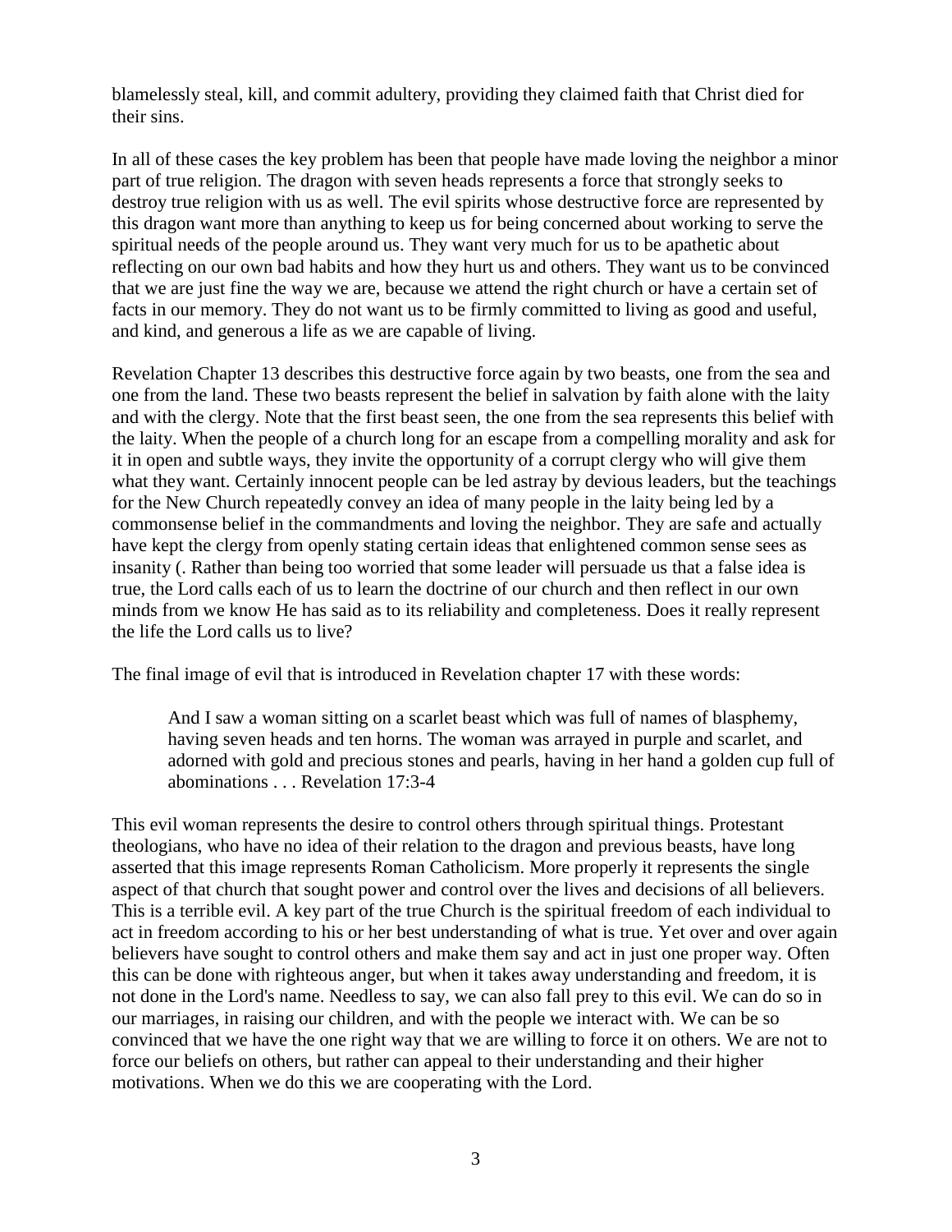blamelessly steal, kill, and commit adultery, providing they claimed faith that Christ died for their sins.

In all of these cases the key problem has been that people have made loving the neighbor a minor part of true religion. The dragon with seven heads represents a force that strongly seeks to destroy true religion with us as well. The evil spirits whose destructive force are represented by this dragon want more than anything to keep us for being concerned about working to serve the spiritual needs of the people around us. They want very much for us to be apathetic about reflecting on our own bad habits and how they hurt us and others. They want us to be convinced that we are just fine the way we are, because we attend the right church or have a certain set of facts in our memory. They do not want us to be firmly committed to living as good and useful, and kind, and generous a life as we are capable of living.

Revelation Chapter 13 describes this destructive force again by two beasts, one from the sea and one from the land. These two beasts represent the belief in salvation by faith alone with the laity and with the clergy. Note that the first beast seen, the one from the sea represents this belief with the laity. When the people of a church long for an escape from a compelling morality and ask for it in open and subtle ways, they invite the opportunity of a corrupt clergy who will give them what they want. Certainly innocent people can be led astray by devious leaders, but the teachings for the New Church repeatedly convey an idea of many people in the laity being led by a commonsense belief in the commandments and loving the neighbor. They are safe and actually have kept the clergy from openly stating certain ideas that enlightened common sense sees as insanity (. Rather than being too worried that some leader will persuade us that a false idea is true, the Lord calls each of us to learn the doctrine of our church and then reflect in our own minds from we know He has said as to its reliability and completeness. Does it really represent the life the Lord calls us to live?

The final image of evil that is introduced in Revelation chapter 17 with these words:

> And I saw a woman sitting on a scarlet beast which was full of names of blasphemy, having seven heads and ten horns. The woman was arrayed in purple and scarlet, and adorned with gold and precious stones and pearls, having in her hand a golden cup full of abominations . . . Revelation 17:3-4

This evil woman represents the desire to control others through spiritual things. Protestant theologians, who have no idea of their relation to the dragon and previous beasts, have long asserted that this image represents Roman Catholicism. More properly it represents the single aspect of that church that sought power and control over the lives and decisions of all believers. This is a terrible evil. A key part of the true Church is the spiritual freedom of each individual to act in freedom according to his or her best understanding of what is true. Yet over and over again believers have sought to control others and make them say and act in just one proper way. Often this can be done with righteous anger, but when it takes away understanding and freedom, it is not done in the Lord's name. Needless to say, we can also fall prey to this evil. We can do so in our marriages, in raising our children, and with the people we interact with. We can be so convinced that we have the one right way that we are willing to force it on others. We are not to force our beliefs on others, but rather can appeal to their understanding and their higher motivations. When we do this we are cooperating with the Lord.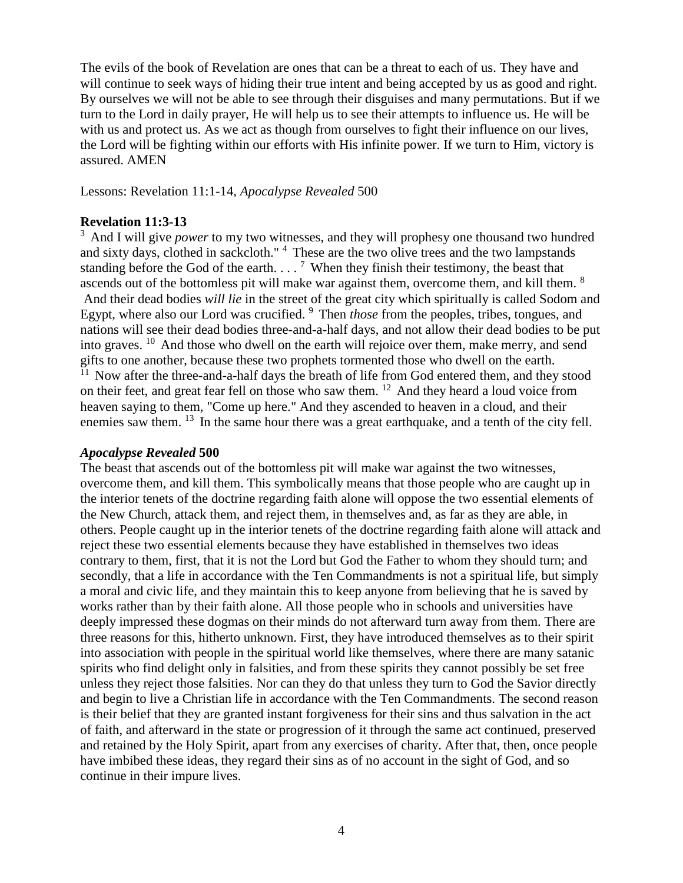The evils of the book of Revelation are ones that can be a threat to each of us. They have and will continue to seek ways of hiding their true intent and being accepted by us as good and right. By ourselves we will not be able to see through their disguises and many permutations. But if we turn to the Lord in daily prayer, He will help us to see their attempts to influence us. He will be with us and protect us. As we act as though from ourselves to fight their influence on our lives, the Lord will be fighting within our efforts with His infinite power. If we turn to Him, victory is assured. AMEN

Lessons: Revelation 11:1-14, *Apocalypse Revealed* 500

**Revelation 11:3-13**

[3] And I will give *power* to my two witnesses, and they will prophesy one thousand two hundred and sixty days, clothed in sackcloth." [4] These are the two olive trees and the two lampstands standing before the God of the earth. . . . [7] When they finish their testimony, the beast that ascends out of the bottomless pit will make war against them, overcome them, and kill them. [8] And their dead bodies *will lie* in the street of the great city which spiritually is called Sodom and Egypt, where also our Lord was crucified. [9] Then *those* from the peoples, tribes, tongues, and nations will see their dead bodies three-and-a-half days, and not allow their dead bodies to be put into graves. [10] And those who dwell on the earth will rejoice over them, make merry, and send gifts to one another, because these two prophets tormented those who dwell on the earth. [11] Now after the three-and-a-half days the breath of life from God entered them, and they stood on their feet, and great fear fell on those who saw them. [12] And they heard a loud voice from heaven saying to them, "Come up here." And they ascended to heaven in a cloud, and their enemies saw them. [13] In the same hour there was a great earthquake, and a tenth of the city fell.

***Apocalypse Revealed* 500**

The beast that ascends out of the bottomless pit will make war against the two witnesses, overcome them, and kill them. This symbolically means that those people who are caught up in the interior tenets of the doctrine regarding faith alone will oppose the two essential elements of the New Church, attack them, and reject them, in themselves and, as far as they are able, in others. People caught up in the interior tenets of the doctrine regarding faith alone will attack and reject these two essential elements because they have established in themselves two ideas contrary to them, first, that it is not the Lord but God the Father to whom they should turn; and secondly, that a life in accordance with the Ten Commandments is not a spiritual life, but simply a moral and civic life, and they maintain this to keep anyone from believing that he is saved by works rather than by their faith alone. All those people who in schools and universities have deeply impressed these dogmas on their minds do not afterward turn away from them. There are three reasons for this, hitherto unknown. First, they have introduced themselves as to their spirit into association with people in the spiritual world like themselves, where there are many satanic spirits who find delight only in falsities, and from these spirits they cannot possibly be set free unless they reject those falsities. Nor can they do that unless they turn to God the Savior directly and begin to live a Christian life in accordance with the Ten Commandments. The second reason is their belief that they are granted instant forgiveness for their sins and thus salvation in the act of faith, and afterward in the state or progression of it through the same act continued, preserved and retained by the Holy Spirit, apart from any exercises of charity. After that, then, once people have imbibed these ideas, they regard their sins as of no account in the sight of God, and so continue in their impure lives.